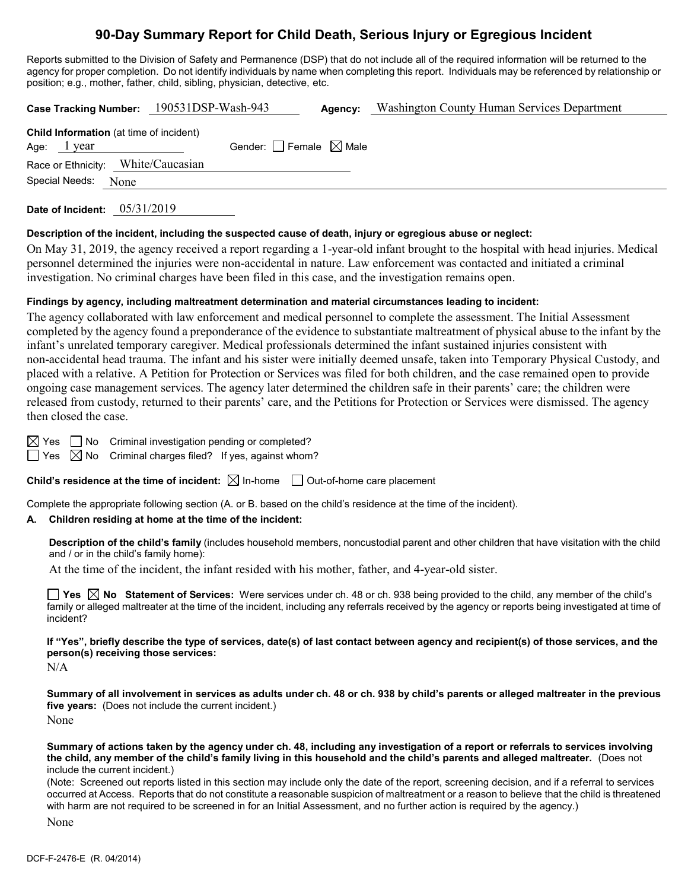# 90-Day Summary Report for Child Death, Serious Injury or Egregious Incident

Reports submitted to the Division of Safety and Permanence (DSP) that do not include all of the required information will be returned to the agency for proper completion. Do not identify individuals by name when completing this report. Individuals may be referenced by relationship or position; e.g., mother, father, child, sibling, physician, detective, etc.

**Case Tracking Number:** 190531DSP-Wash-943 **Agency:** Washington County Human Services Department

**Child Information** (at time of incident)
Age: 1 year Gender: ☐ Female ☒ Male
Race or Ethnicity: White/Caucasian
Special Needs: None

**Date of Incident:** 05/31/2019

**Description of the incident, including the suspected cause of death, injury or egregious abuse or neglect:**

On May 31, 2019, the agency received a report regarding a 1-year-old infant brought to the hospital with head injuries. Medical personnel determined the injuries were non-accidental in nature. Law enforcement was contacted and initiated a criminal investigation. No criminal charges have been filed in this case, and the investigation remains open.

**Findings by agency, including maltreatment determination and material circumstances leading to incident:**

The agency collaborated with law enforcement and medical personnel to complete the assessment. The Initial Assessment completed by the agency found a preponderance of the evidence to substantiate maltreatment of physical abuse to the infant by the infant's unrelated temporary caregiver. Medical professionals determined the infant sustained injuries consistent with non-accidental head trauma. The infant and his sister were initially deemed unsafe, taken into Temporary Physical Custody, and placed with a relative. A Petition for Protection or Services was filed for both children, and the case remained open to provide ongoing case management services. The agency later determined the children safe in their parents' care; the children were released from custody, returned to their parents' care, and the Petitions for Protection or Services were dismissed. The agency then closed the case.

☒ Yes ☐ No Criminal investigation pending or completed?
☐ Yes ☒ No Criminal charges filed? If yes, against whom?

**Child's residence at the time of incident:** ☒ In-home ☐ Out-of-home care placement

Complete the appropriate following section (A. or B. based on the child's residence at the time of the incident).

**A. Children residing at home at the time of the incident:**

**Description of the child's family** (includes household members, noncustodial parent and other children that have visitation with the child and / or in the child's family home):

At the time of the incident, the infant resided with his mother, father, and 4-year-old sister.

☐ **Yes** ☒ **No Statement of Services:** Were services under ch. 48 or ch. 938 being provided to the child, any member of the child's family or alleged maltreater at the time of the incident, including any referrals received by the agency or reports being investigated at time of incident?

**If "Yes", briefly describe the type of services, date(s) of last contact between agency and recipient(s) of those services, and the person(s) receiving those services:**

N/A

**Summary of all involvement in services as adults under ch. 48 or ch. 938 by child's parents or alleged maltreater in the previous five years:** (Does not include the current incident.)

None

**Summary of actions taken by the agency under ch. 48, including any investigation of a report or referrals to services involving the child, any member of the child's family living in this household and the child's parents and alleged maltreater.** (Does not include the current incident.)

(Note: Screened out reports listed in this section may include only the date of the report, screening decision, and if a referral to services occurred at Access. Reports that do not constitute a reasonable suspicion of maltreatment or a reason to believe that the child is threatened with harm are not required to be screened in for an Initial Assessment, and no further action is required by the agency.)

None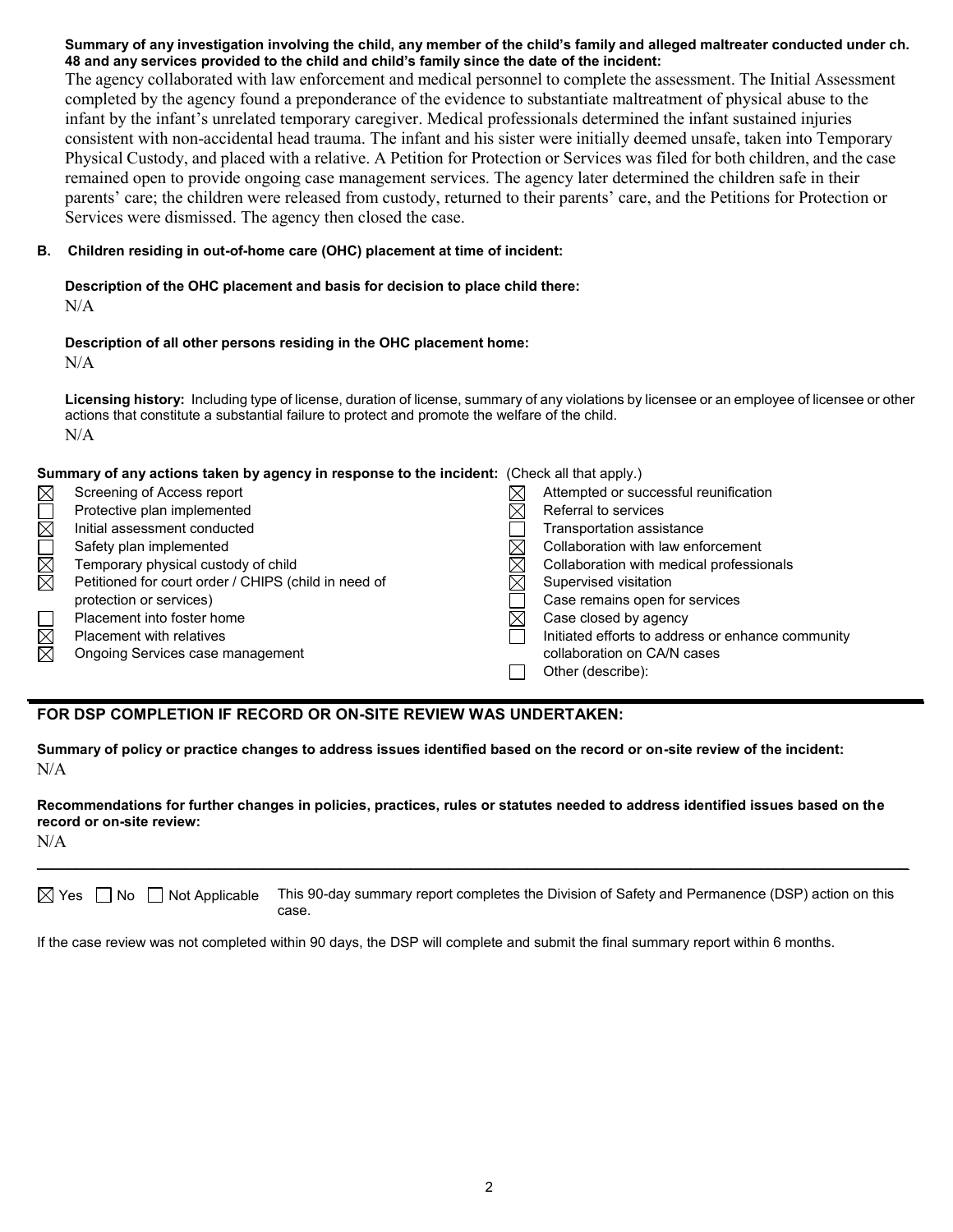**Summary of any investigation involving the child, any member of the child's family and alleged maltreater conducted under ch. 48 and any services provided to the child and child's family since the date of the incident:**

The agency collaborated with law enforcement and medical personnel to complete the assessment. The Initial Assessment completed by the agency found a preponderance of the evidence to substantiate maltreatment of physical abuse to the infant by the infant's unrelated temporary caregiver. Medical professionals determined the infant sustained injuries consistent with non-accidental head trauma. The infant and his sister were initially deemed unsafe, taken into Temporary Physical Custody, and placed with a relative. A Petition for Protection or Services was filed for both children, and the case remained open to provide ongoing case management services. The agency later determined the children safe in their parents' care; the children were released from custody, returned to their parents' care, and the Petitions for Protection or Services were dismissed. The agency then closed the case.

**B. Children residing in out-of-home care (OHC) placement at time of incident:**

**Description of the OHC placement and basis for decision to place child there:**
N/A

**Description of all other persons residing in the OHC placement home:**
N/A

**Licensing history:** Including type of license, duration of license, summary of any violations by licensee or an employee of licensee or other actions that constitute a substantial failure to protect and promote the welfare of the child.
N/A

**Summary of any actions taken by agency in response to the incident:** (Check all that apply.)

- ☒ Screening of Access report
- ☐ Protective plan implemented
- ☒ Initial assessment conducted
- ☐ Safety plan implemented
- ☒ Temporary physical custody of child
- ☒ Petitioned for court order / CHIPS (child in need of protection or services)
- ☐ Placement into foster home
- ☒ Placement with relatives
- ☒ Ongoing Services case management
- ☒ Attempted or successful reunification
- ☒ Referral to services
- ☐ Transportation assistance
- ☒ Collaboration with law enforcement
- ☒ Collaboration with medical professionals
- ☒ Supervised visitation
- ☐ Case remains open for services
- ☒ Case closed by agency
- ☐ Initiated efforts to address or enhance community collaboration on CA/N cases
- ☐ Other (describe):

---

## FOR DSP COMPLETION IF RECORD OR ON-SITE REVIEW WAS UNDERTAKEN:

**Summary of policy or practice changes to address issues identified based on the record or on-site review of the incident:**
N/A

**Recommendations for further changes in policies, practices, rules or statutes needed to address identified issues based on the record or on-site review:**
N/A

---

☒ Yes ☐ No ☐ Not Applicable This 90-day summary report completes the Division of Safety and Permanence (DSP) action on this case.

If the case review was not completed within 90 days, the DSP will complete and submit the final summary report within 6 months.